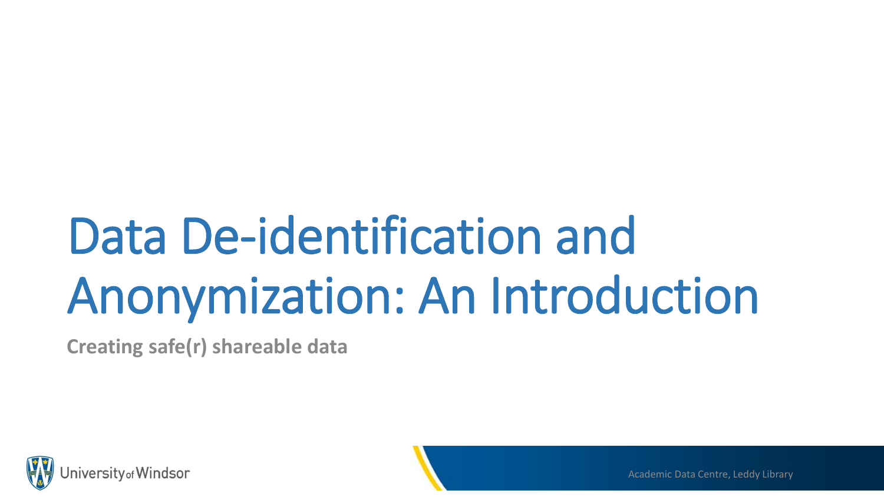# Data De-identification and Anonymization: An Introduction

**Creating safe(r) shareable data**

University of Windsor

Academic Data Centre, Leddy Library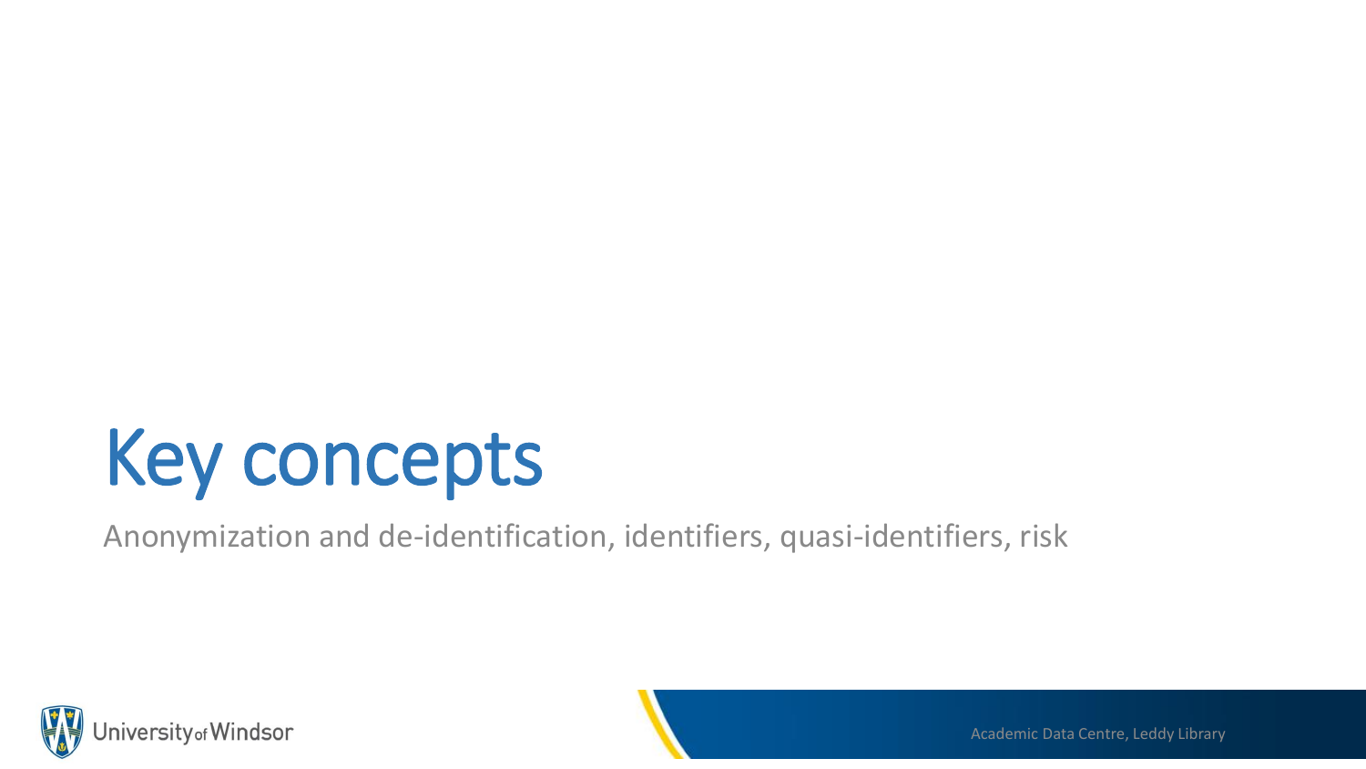# Key concepts

Anonymization and de-identification, identifiers, quasi-identifiers, risk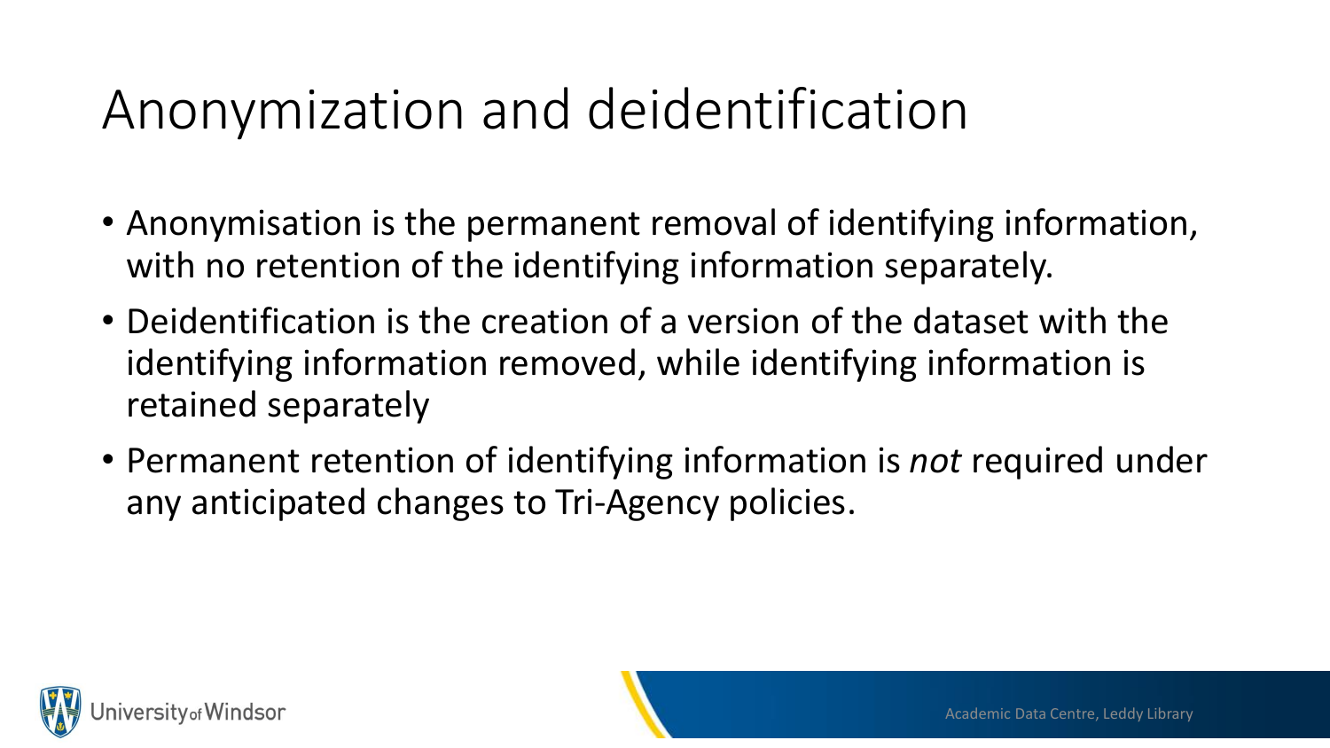# Anonymization and deidentification

- Anonymisation is the permanent removal of identifying information, with no retention of the identifying information separately.
- Deidentification is the creation of a version of the dataset with the identifying information removed, while identifying information is retained separately
- Permanent retention of identifying information is *not* required under any anticipated changes to Tri-Agency policies.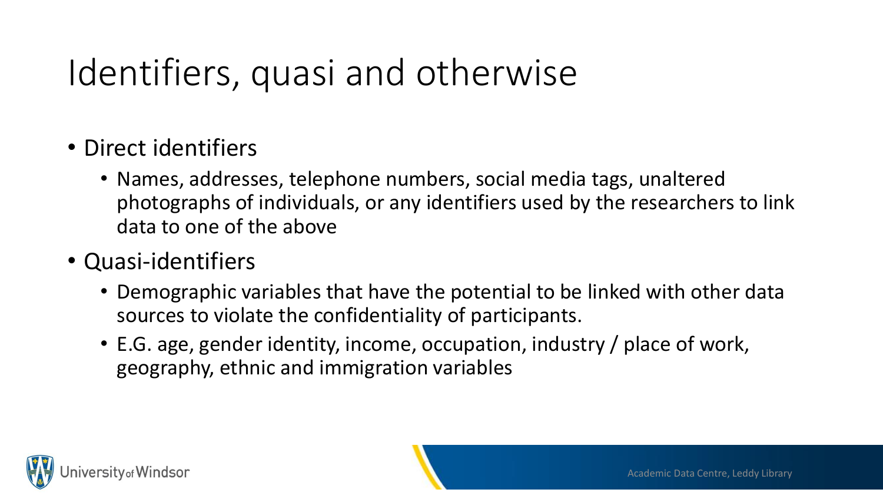# Identifiers, quasi and otherwise

- Direct identifiers
  - Names, addresses, telephone numbers, social media tags, unaltered photographs of individuals, or any identifiers used by the researchers to link data to one of the above
- Quasi-identifiers
  - Demographic variables that have the potential to be linked with other data sources to violate the confidentiality of participants.
  - E.G. age, gender identity, income, occupation, industry / place of work, geography, ethnic and immigration variables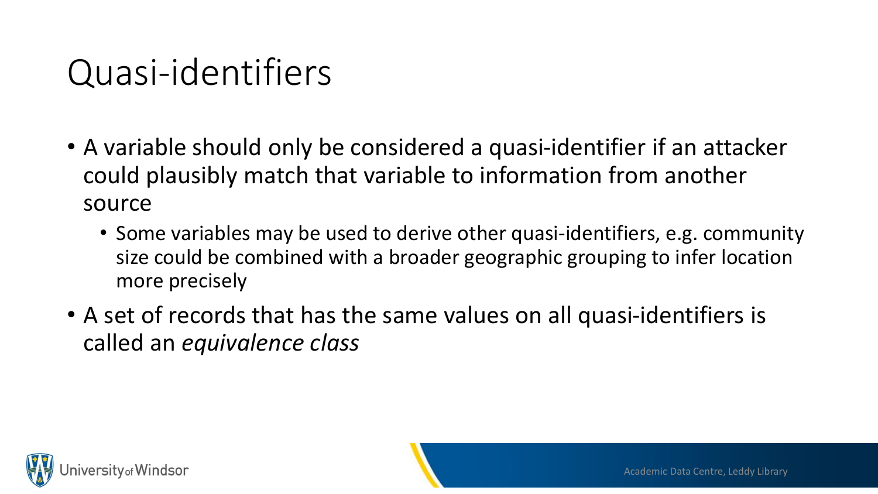# Quasi-identifiers

- A variable should only be considered a quasi-identifier if an attacker could plausibly match that variable to information from another source
  - Some variables may be used to derive other quasi-identifiers, e.g. community size could be combined with a broader geographic grouping to infer location more precisely
- A set of records that has the same values on all quasi-identifiers is called an *equivalence class*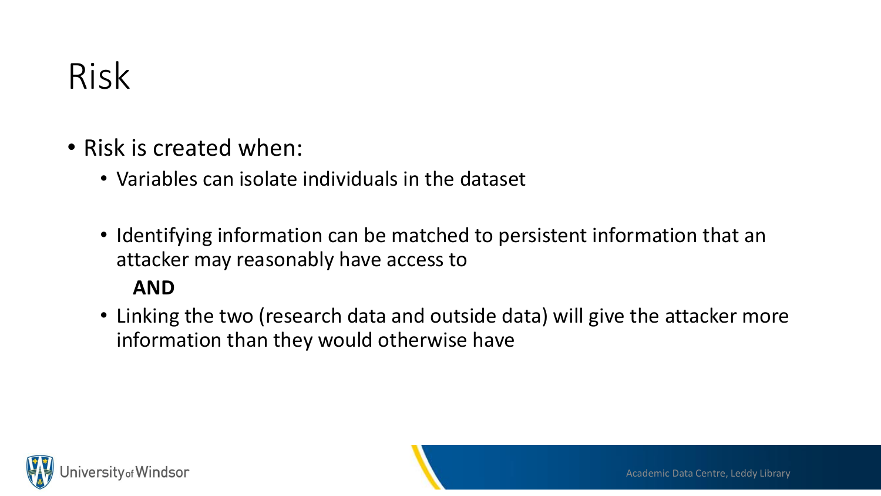# Risk

- Risk is created when:
  - Variables can isolate individuals in the dataset
  - Identifying information can be matched to persistent information that an attacker may reasonably have access to

    **AND**
  - Linking the two (research data and outside data) will give the attacker more information than they would otherwise have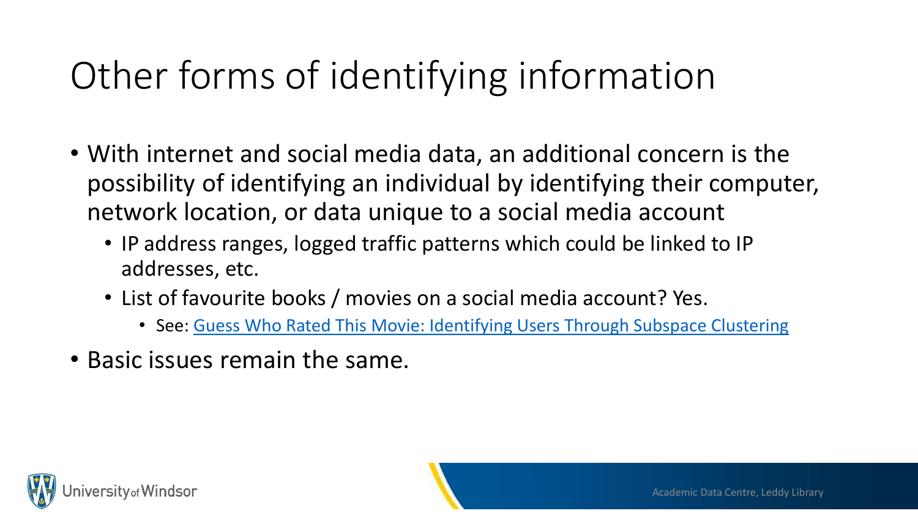# Other forms of identifying information

- With internet and social media data, an additional concern is the possibility of identifying an individual by identifying their computer, network location, or data unique to a social media account
  - IP address ranges, logged traffic patterns which could be linked to IP addresses, etc.
  - List of favourite books / movies on a social media account? Yes.
    - See: Guess Who Rated This Movie: Identifying Users Through Subspace Clustering
- Basic issues remain the same.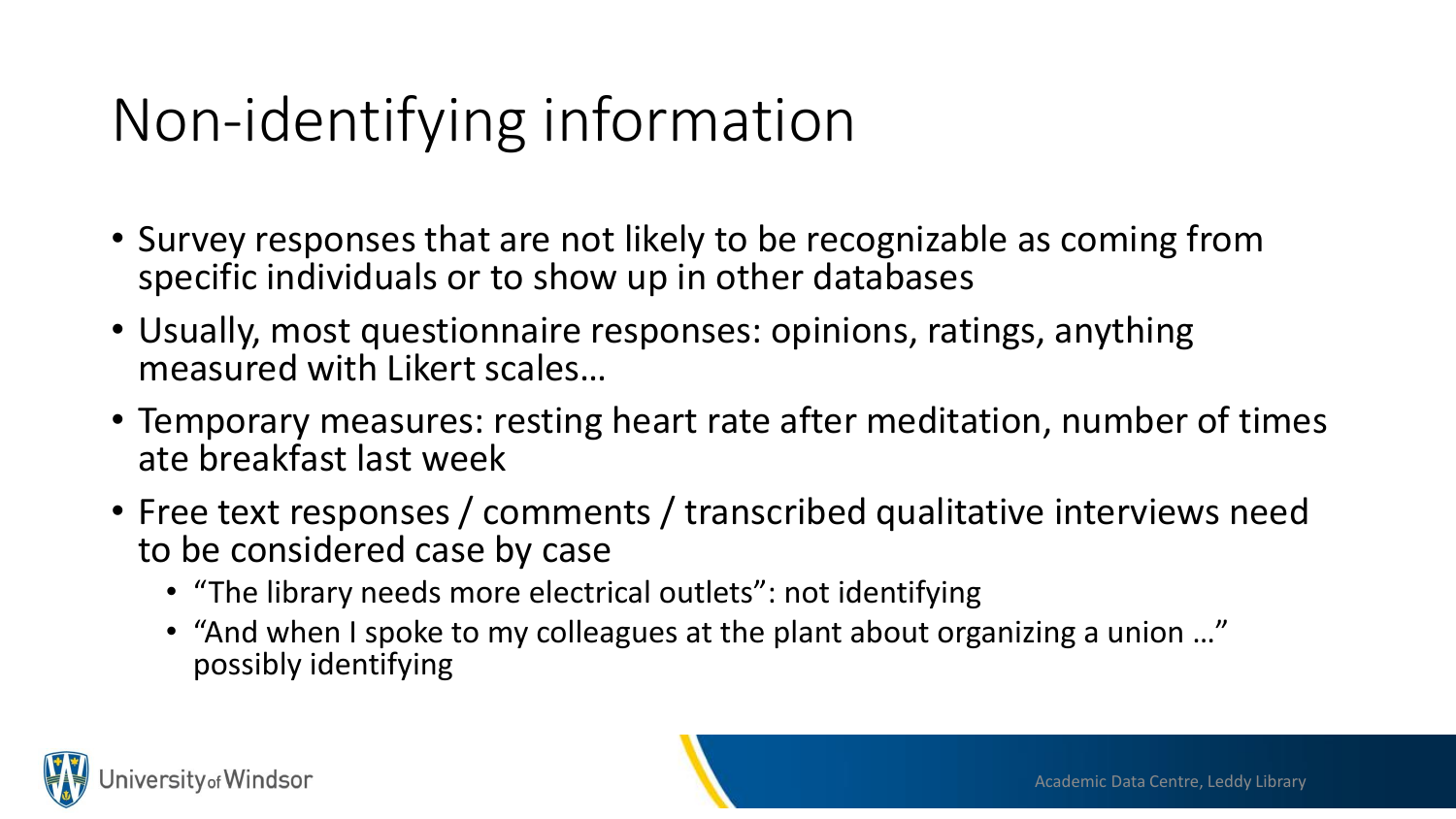# Non-identifying information

- Survey responses that are not likely to be recognizable as coming from specific individuals or to show up in other databases
- Usually, most questionnaire responses: opinions, ratings, anything measured with Likert scales…
- Temporary measures: resting heart rate after meditation, number of times ate breakfast last week
- Free text responses / comments / transcribed qualitative interviews need to be considered case by case
  - “The library needs more electrical outlets”: not identifying
  - “And when I spoke to my colleagues at the plant about organizing a union …” possibly identifying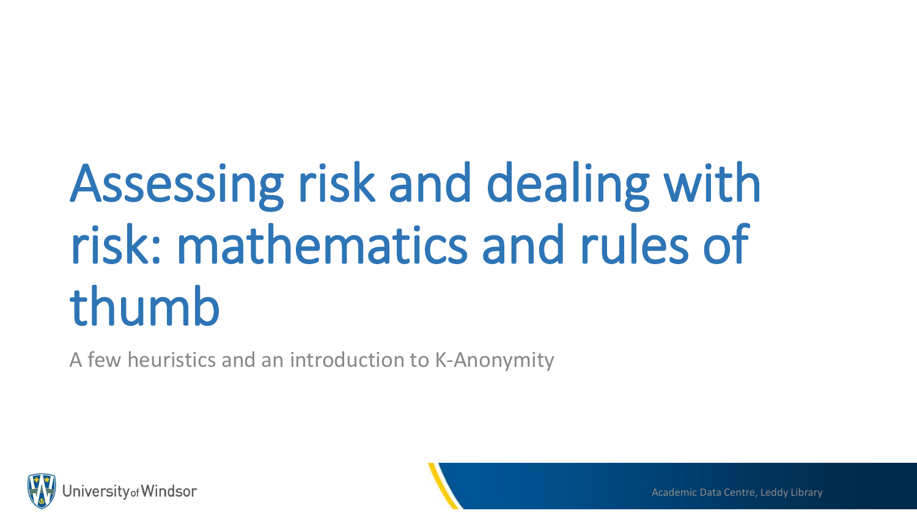# Assessing risk and dealing with risk: mathematics and rules of thumb

A few heuristics and an introduction to K-Anonymity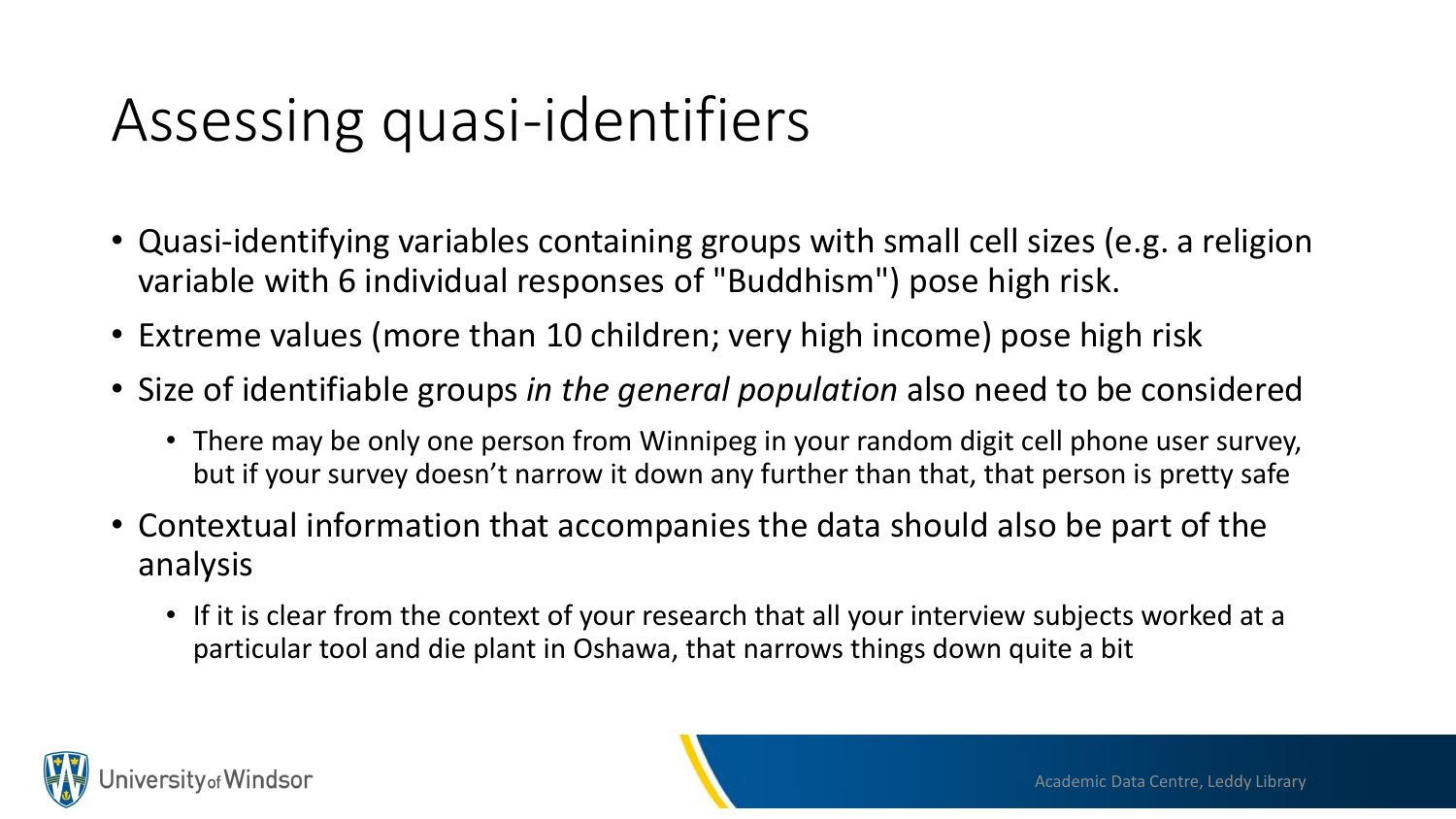# Assessing quasi-identifiers

- Quasi-identifying variables containing groups with small cell sizes (e.g. a religion variable with 6 individual responses of "Buddhism") pose high risk.
- Extreme values (more than 10 children; very high income) pose high risk
- Size of identifiable groups *in the general population* also need to be considered
  - There may be only one person from Winnipeg in your random digit cell phone user survey, but if your survey doesn't narrow it down any further than that, that person is pretty safe
- Contextual information that accompanies the data should also be part of the analysis
  - If it is clear from the context of your research that all your interview subjects worked at a particular tool and die plant in Oshawa, that narrows things down quite a bit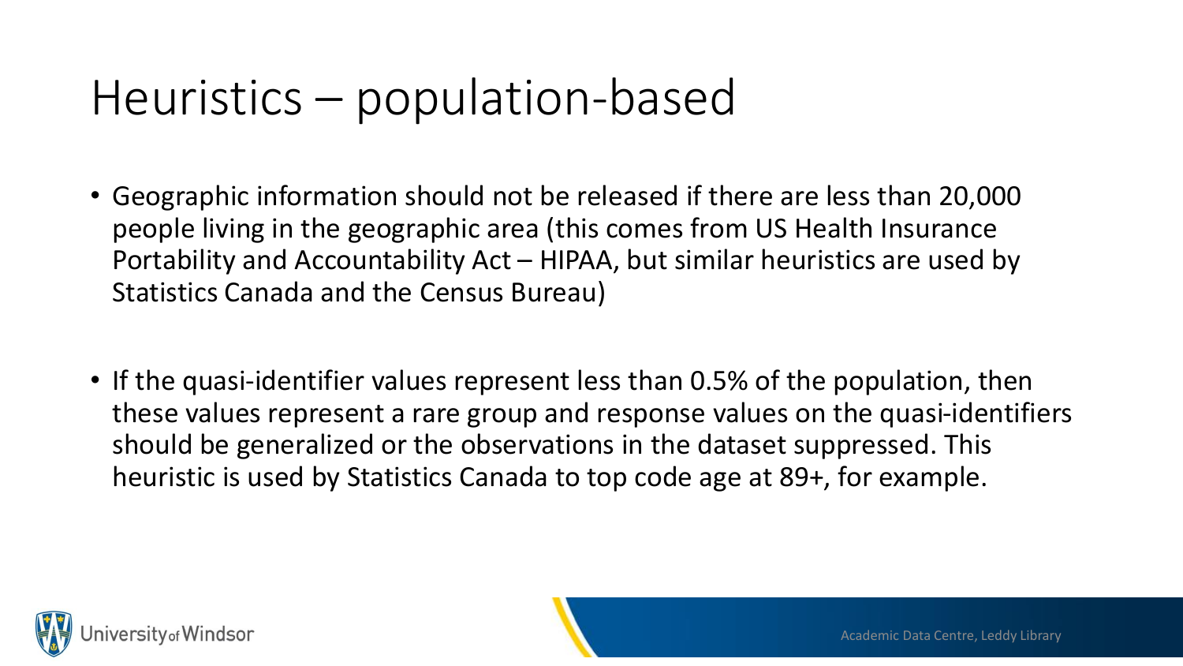# Heuristics – population-based

- Geographic information should not be released if there are less than 20,000 people living in the geographic area (this comes from US Health Insurance Portability and Accountability Act – HIPAA, but similar heuristics are used by Statistics Canada and the Census Bureau)

- If the quasi-identifier values represent less than 0.5% of the population, then these values represent a rare group and response values on the quasi-identifiers should be generalized or the observations in the dataset suppressed. This heuristic is used by Statistics Canada to top code age at 89+, for example.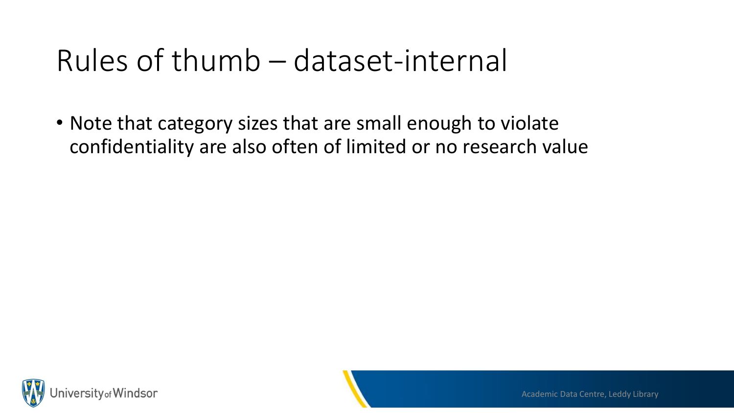# Rules of thumb – dataset-internal

- Note that category sizes that are small enough to violate confidentiality are also often of limited or no research value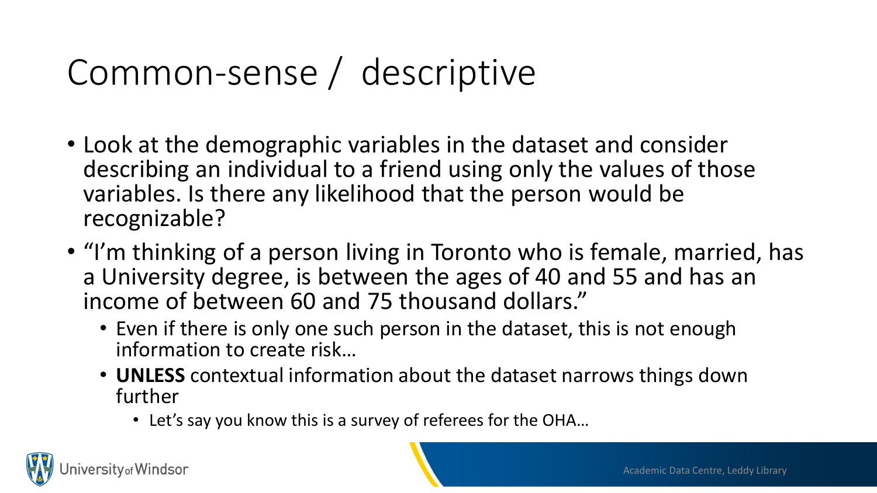# Common-sense / descriptive

- Look at the demographic variables in the dataset and consider describing an individual to a friend using only the values of those variables. Is there any likelihood that the person would be recognizable?
- "I'm thinking of a person living in Toronto who is female, married, has a University degree, is between the ages of 40 and 55 and has an income of between 60 and 75 thousand dollars."
  - Even if there is only one such person in the dataset, this is not enough information to create risk…
  - **UNLESS** contextual information about the dataset narrows things down further
    - Let's say you know this is a survey of referees for the OHA…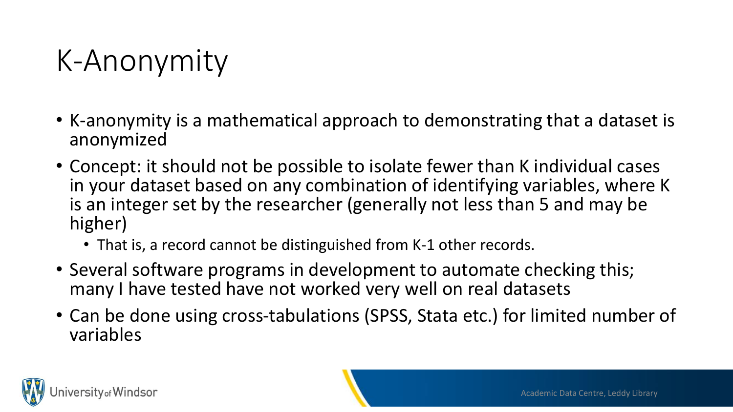# K-Anonymity

- K-anonymity is a mathematical approach to demonstrating that a dataset is anonymized
- Concept: it should not be possible to isolate fewer than K individual cases in your dataset based on any combination of identifying variables, where K is an integer set by the researcher (generally not less than 5 and may be higher)
  - That is, a record cannot be distinguished from K-1 other records.
- Several software programs in development to automate checking this; many I have tested have not worked very well on real datasets
- Can be done using cross-tabulations (SPSS, Stata etc.) for limited number of variables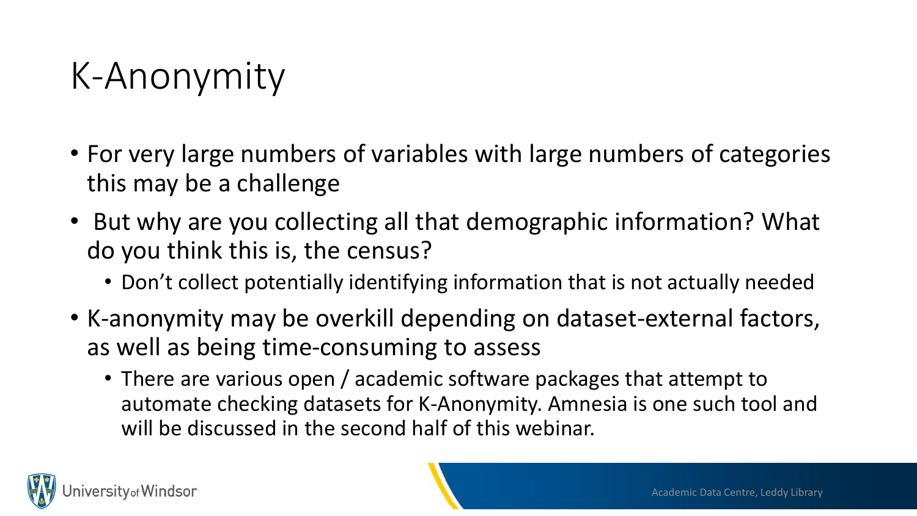# K-Anonymity

- For very large numbers of variables with large numbers of categories this may be a challenge
- But why are you collecting all that demographic information? What do you think this is, the census?
  - Don't collect potentially identifying information that is not actually needed
- K-anonymity may be overkill depending on dataset-external factors, as well as being time-consuming to assess
  - There are various open / academic software packages that attempt to automate checking datasets for K-Anonymity. Amnesia is one such tool and will be discussed in the second half of this webinar.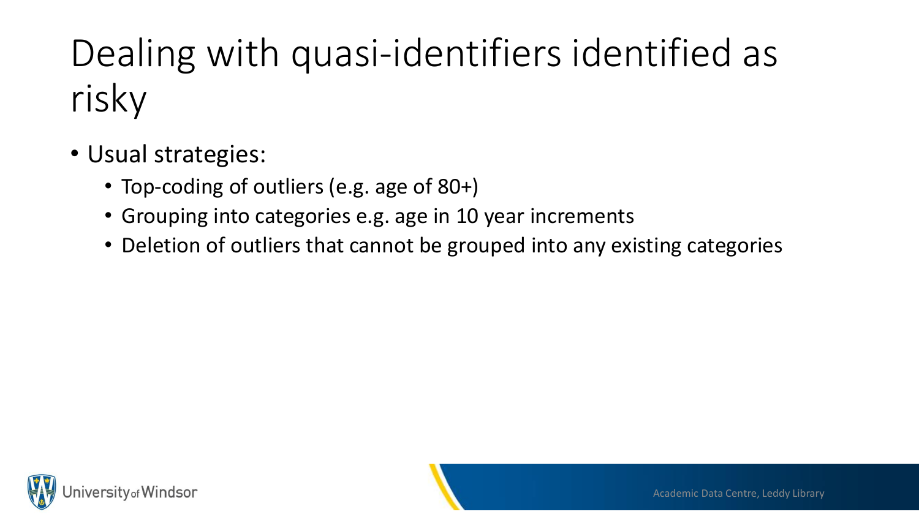# Dealing with quasi-identifiers identified as risky

- Usual strategies:
  - Top-coding of outliers (e.g. age of 80+)
  - Grouping into categories e.g. age in 10 year increments
  - Deletion of outliers that cannot be grouped into any existing categories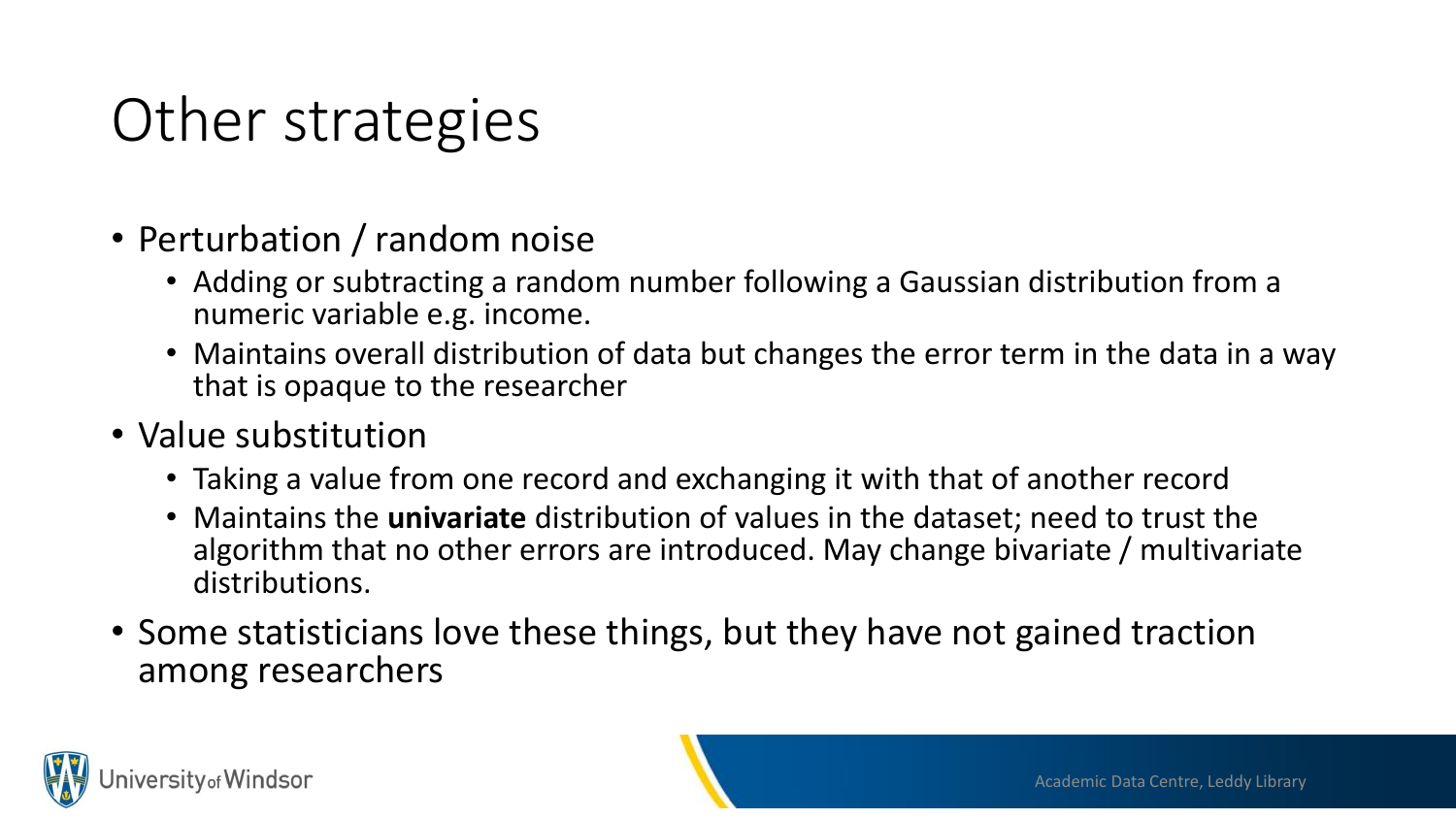# Other strategies

- Perturbation / random noise
  - Adding or subtracting a random number following a Gaussian distribution from a numeric variable e.g. income.
  - Maintains overall distribution of data but changes the error term in the data in a way that is opaque to the researcher
- Value substitution
  - Taking a value from one record and exchanging it with that of another record
  - Maintains the **univariate** distribution of values in the dataset; need to trust the algorithm that no other errors are introduced. May change bivariate / multivariate distributions.
- Some statisticians love these things, but they have not gained traction among researchers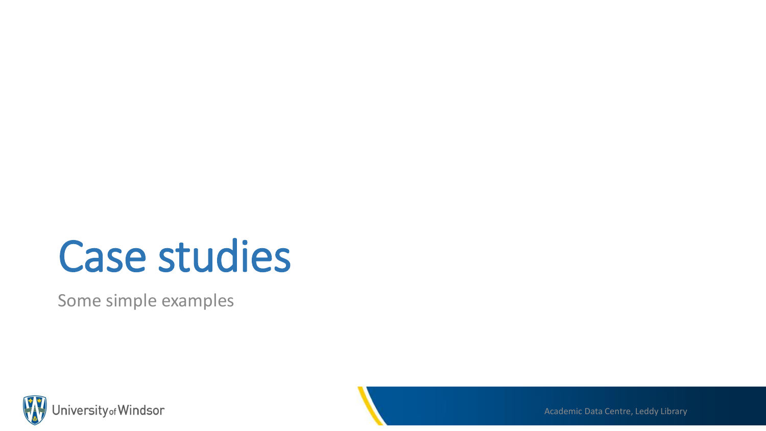# Case studies

Some simple examples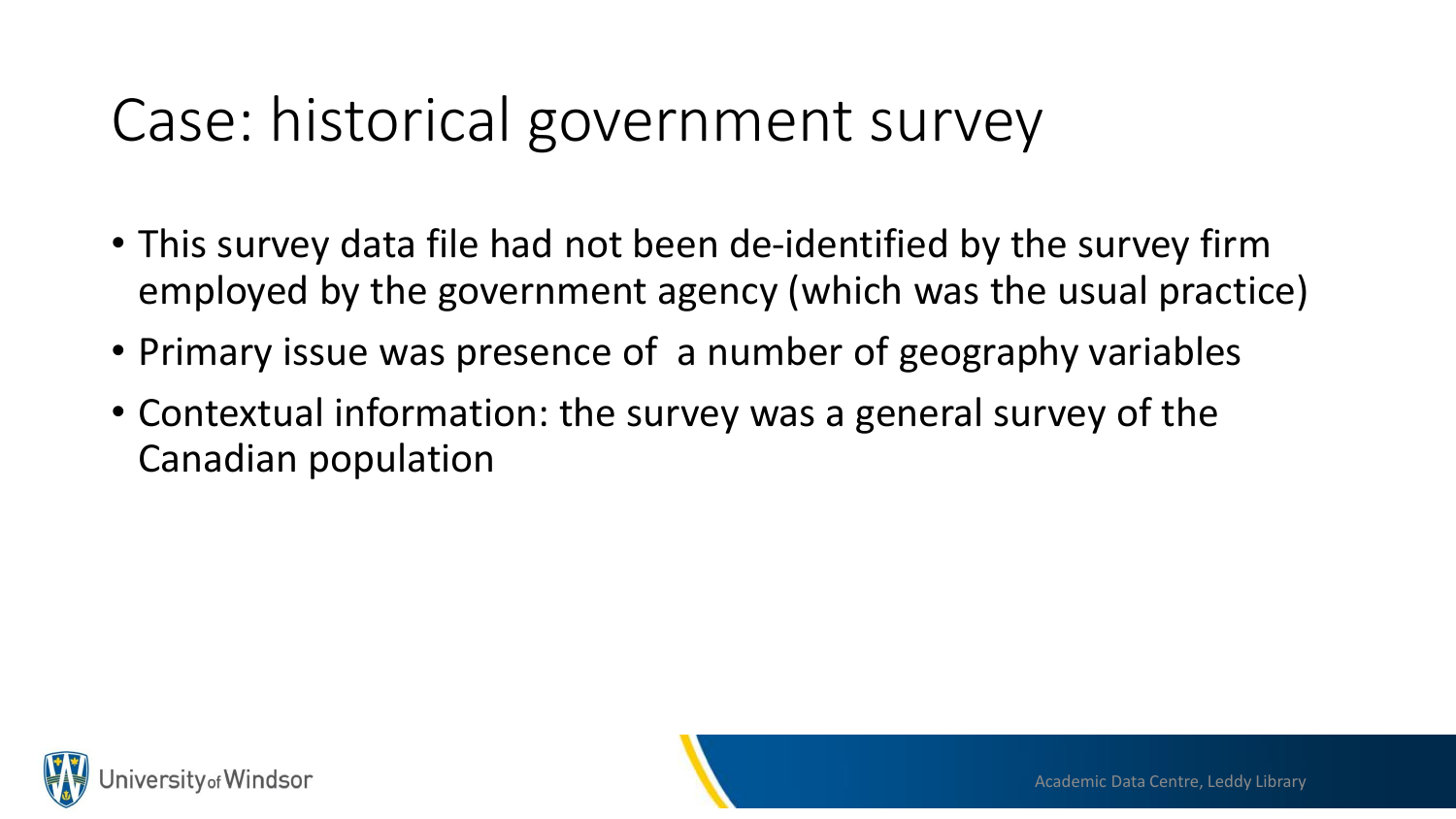# Case: historical government survey

- This survey data file had not been de-identified by the survey firm employed by the government agency (which was the usual practice)
- Primary issue was presence of a number of geography variables
- Contextual information: the survey was a general survey of the Canadian population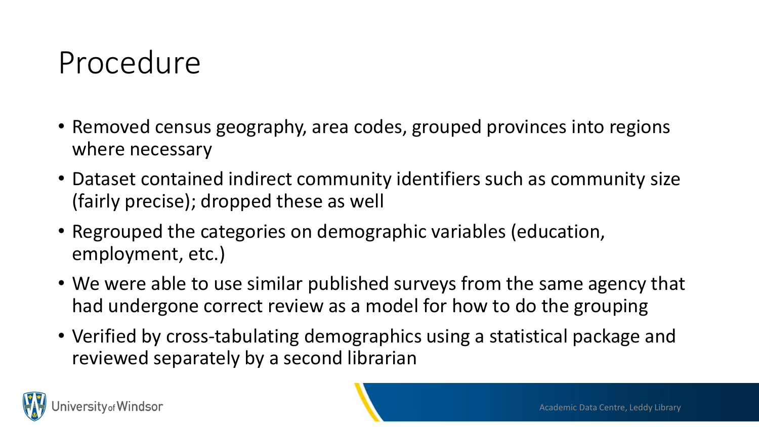# Procedure

- Removed census geography, area codes, grouped provinces into regions where necessary
- Dataset contained indirect community identifiers such as community size (fairly precise); dropped these as well
- Regrouped the categories on demographic variables (education, employment, etc.)
- We were able to use similar published surveys from the same agency that had undergone correct review as a model for how to do the grouping
- Verified by cross-tabulating demographics using a statistical package and reviewed separately by a second librarian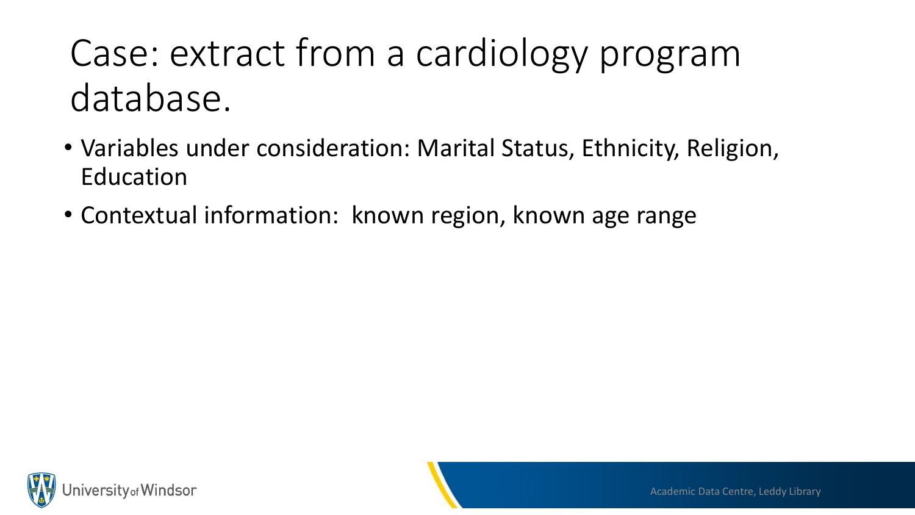# Case: extract from a cardiology program database.

- Variables under consideration: Marital Status, Ethnicity, Religion, Education
- Contextual information: known region, known age range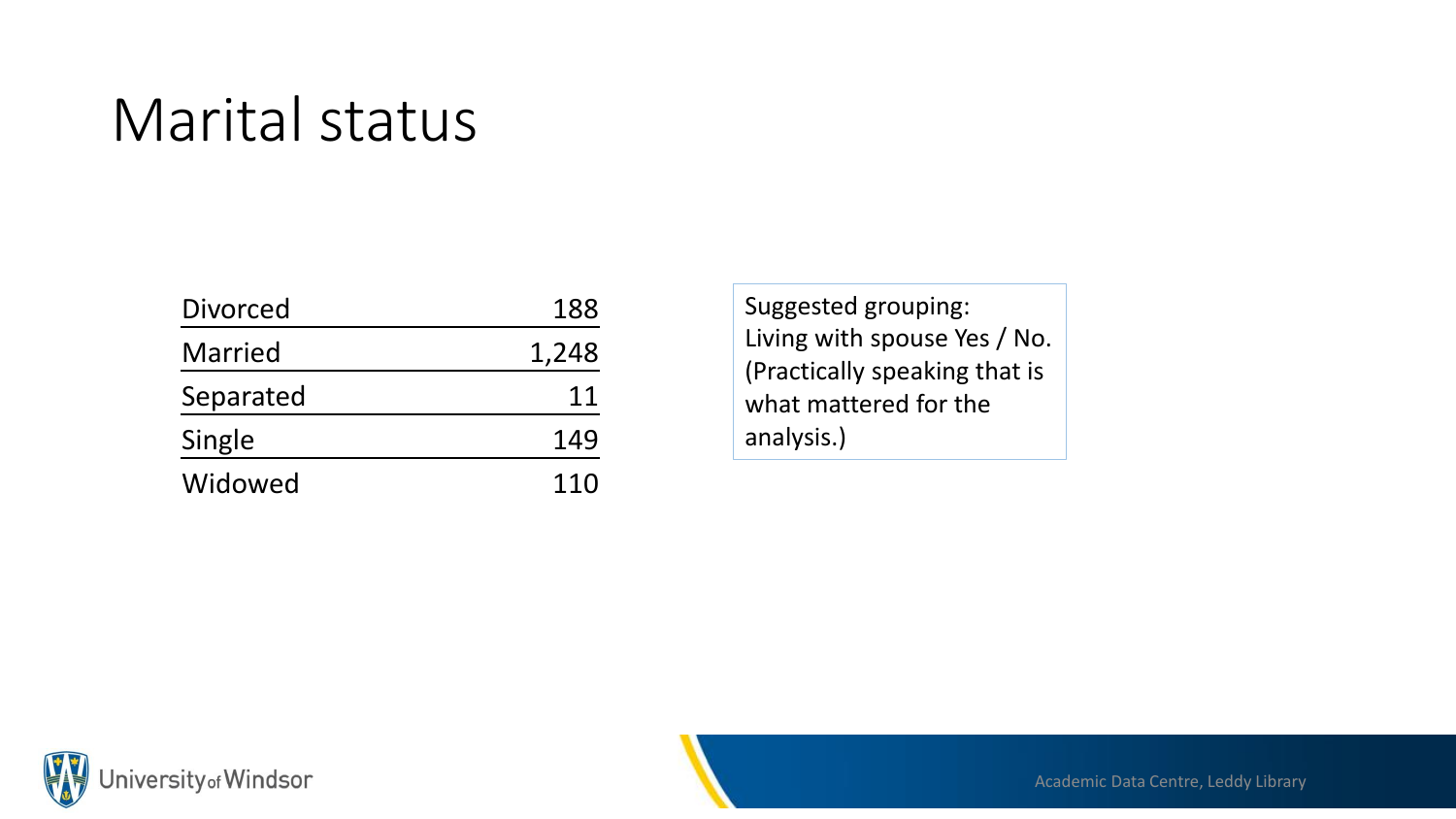# Marital status

| | |
|---|---:|
| Divorced | 188 |
| Married | 1,248 |
| Separated | 11 |
| Single | 149 |
| Widowed | 110 |

Suggested grouping: Living with spouse Yes / No. (Practically speaking that is what mattered for the analysis.)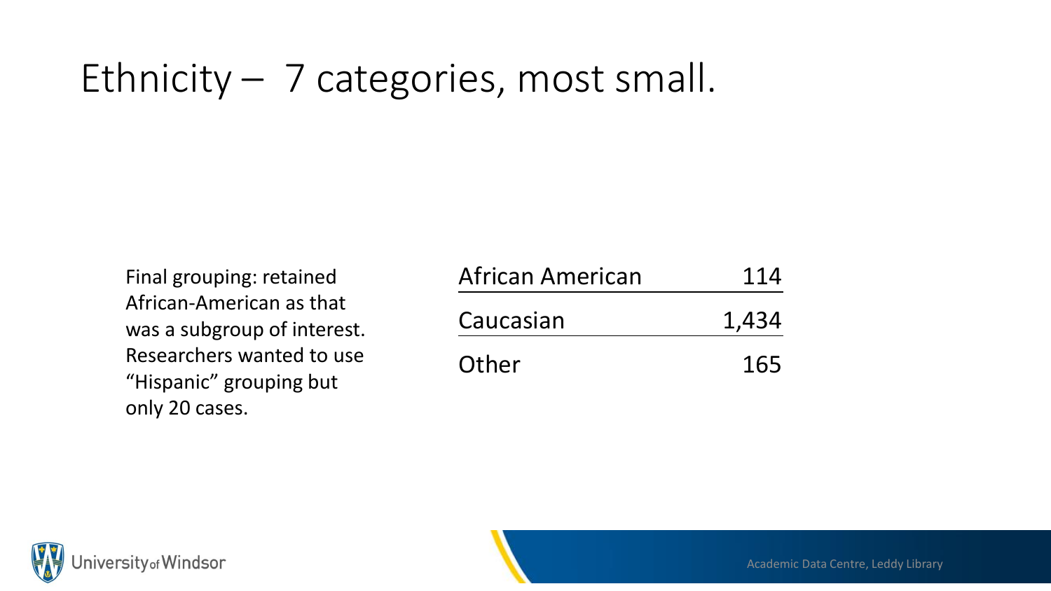# Ethnicity – 7 categories, most small.

Final grouping: retained African-American as that was a subgroup of interest. Researchers wanted to use "Hispanic" grouping but only 20 cases.

| | |
|---|---|
| African American | 114 |
| Caucasian | 1,434 |
| Other | 165 |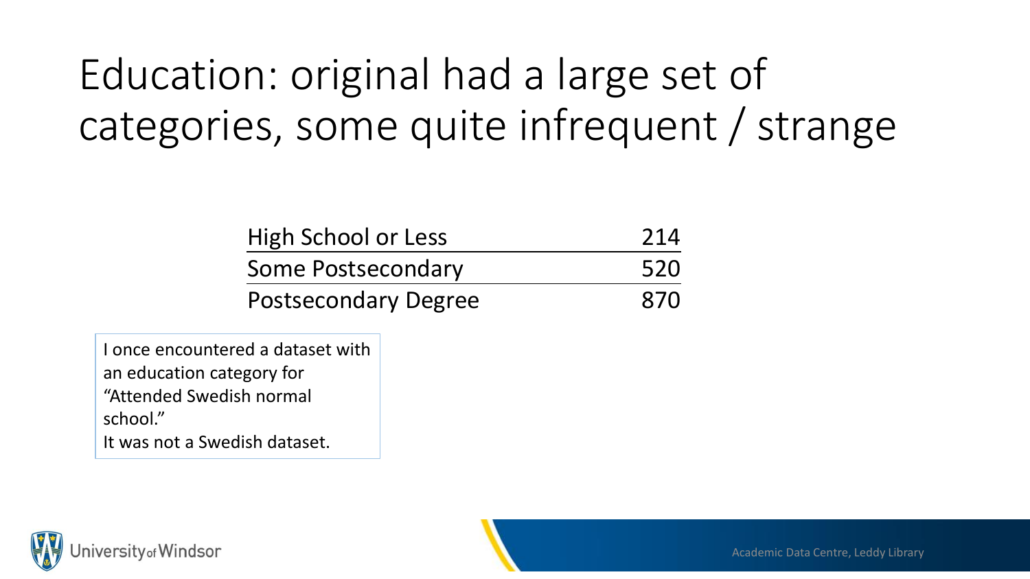# Education: original had a large set of categories, some quite infrequent / strange

| | |
|---|---|
| High School or Less | 214 |
| Some Postsecondary | 520 |
| Postsecondary Degree | 870 |

I once encountered a dataset with an education category for "Attended Swedish normal school."
It was not a Swedish dataset.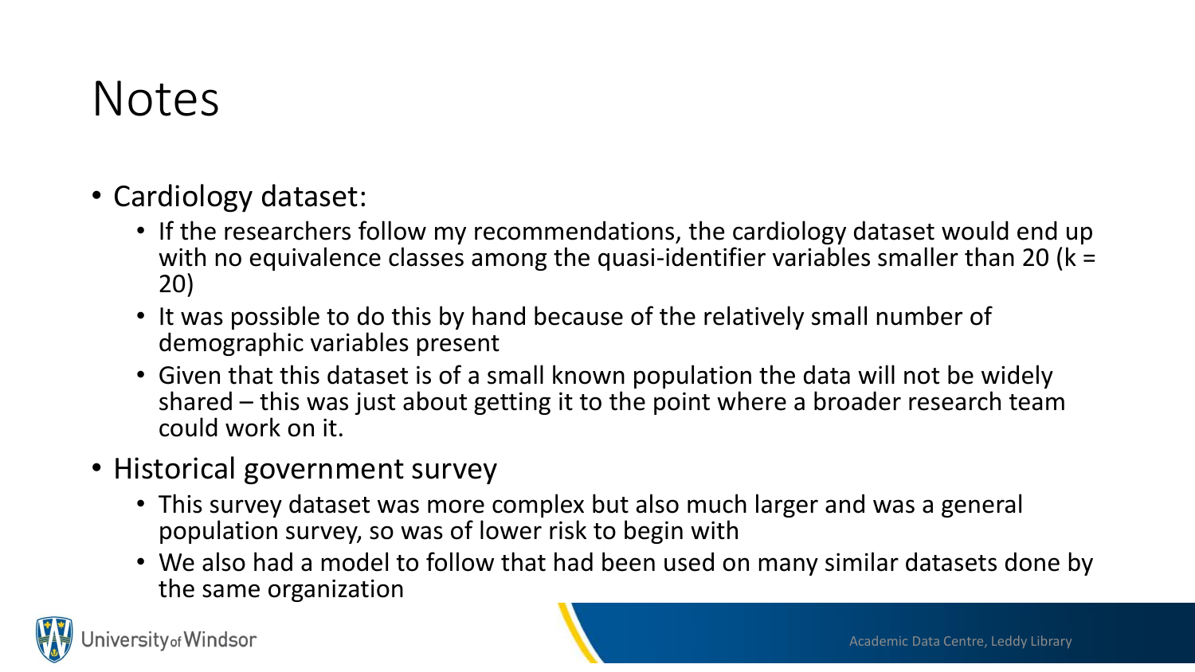# Notes

- Cardiology dataset:
  - If the researchers follow my recommendations, the cardiology dataset would end up with no equivalence classes among the quasi-identifier variables smaller than 20 ($k = 20$)
  - It was possible to do this by hand because of the relatively small number of demographic variables present
  - Given that this dataset is of a small known population the data will not be widely shared – this was just about getting it to the point where a broader research team could work on it.
- Historical government survey
  - This survey dataset was more complex but also much larger and was a general population survey, so was of lower risk to begin with
  - We also had a model to follow that had been used on many similar datasets done by the same organization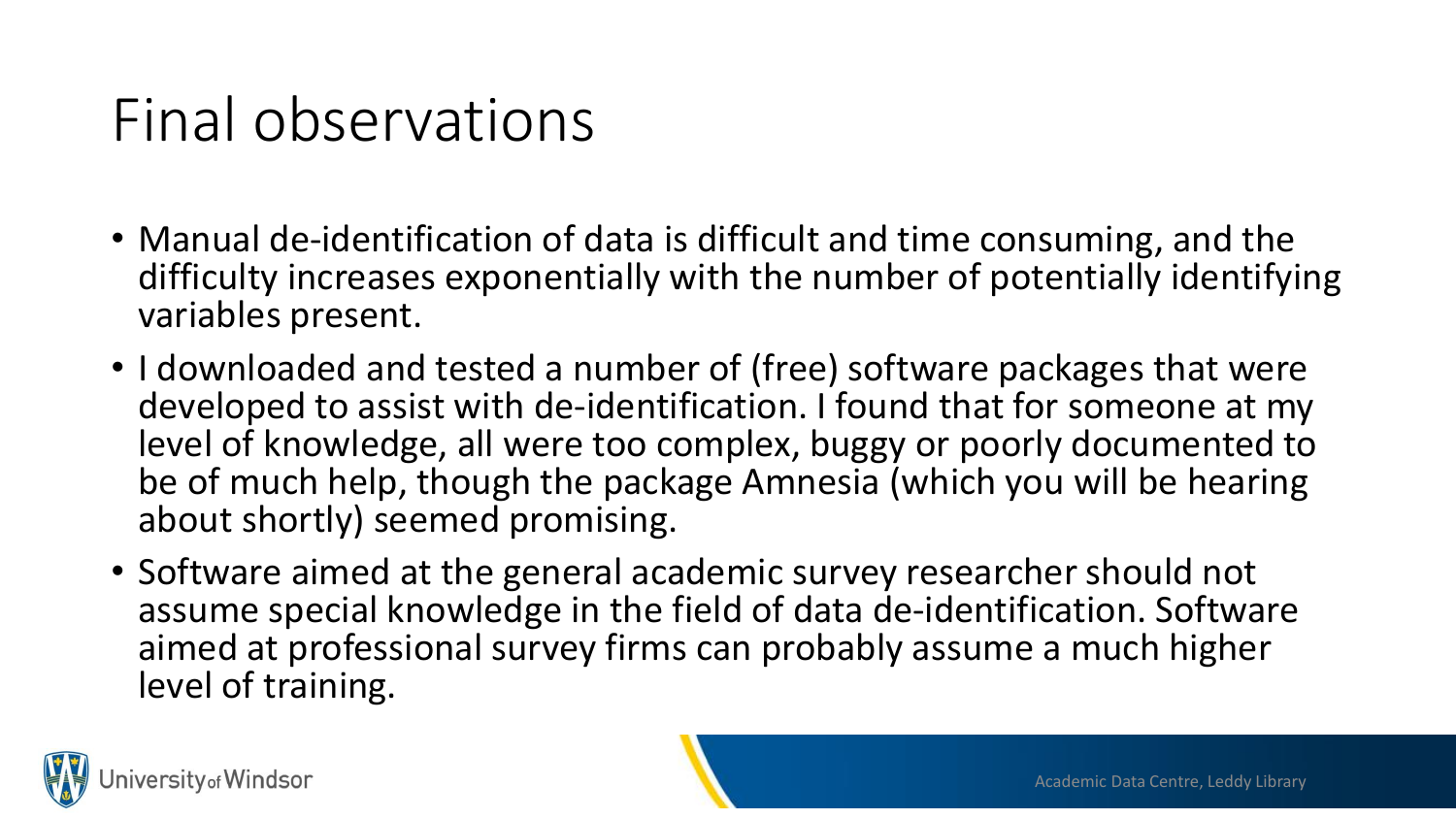# Final observations

- Manual de-identification of data is difficult and time consuming, and the difficulty increases exponentially with the number of potentially identifying variables present.
- I downloaded and tested a number of (free) software packages that were developed to assist with de-identification. I found that for someone at my level of knowledge, all were too complex, buggy or poorly documented to be of much help, though the package Amnesia (which you will be hearing about shortly) seemed promising.
- Software aimed at the general academic survey researcher should not assume special knowledge in the field of data de-identification. Software aimed at professional survey firms can probably assume a much higher level of training.